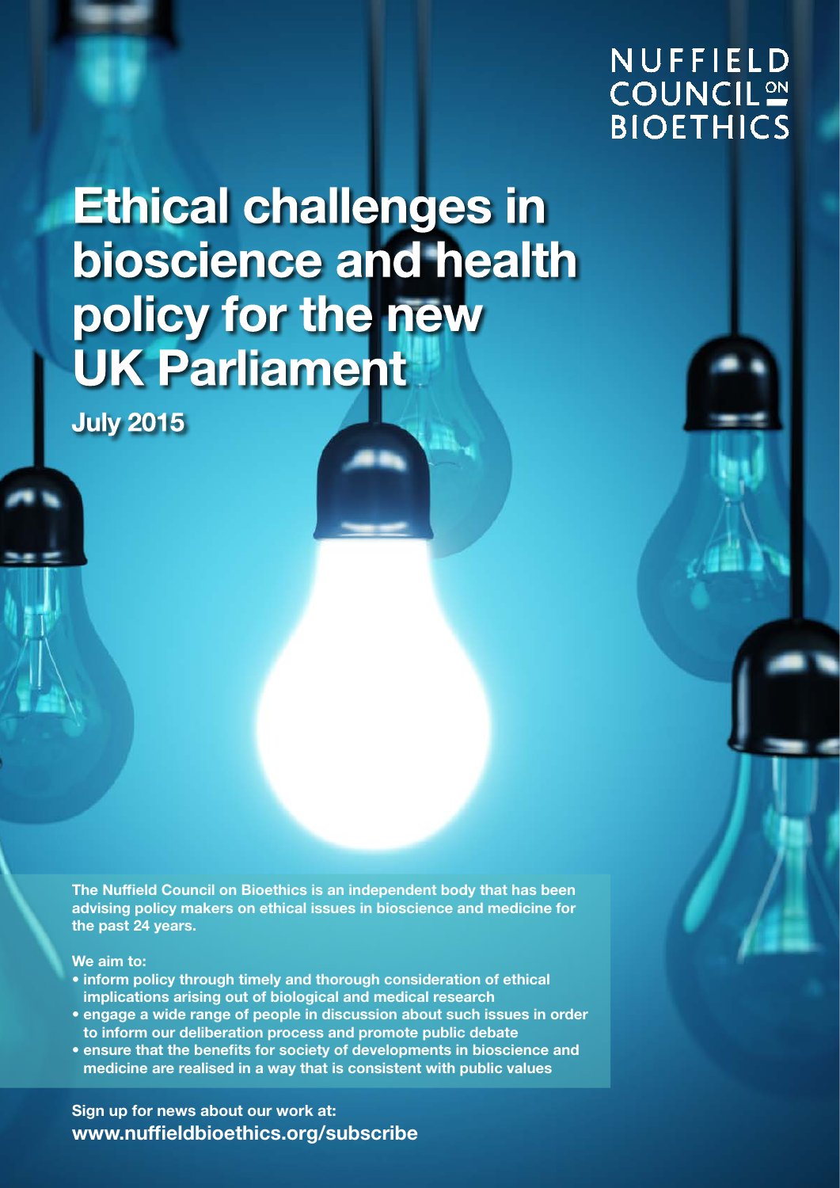NUFFIELD COUNCIL ON BIOETHICS

# Ethical challenges in bioscience and health policy for the new UK Parliament

**July 2015**

**The Nuffield Council on Bioethics is an independent body that has been advising policy makers on ethical issues in bioscience and medicine for the past 24 years.**

**We aim to:**

- **inform policy through timely and thorough consideration of ethical implications arising out of biological and medical research**
- **engage a wide range of people in discussion about such issues in order to inform our deliberation process and promote public debate**
- **ensure that the benefits for society of developments in bioscience and medicine are realised in a way that is consistent with public values**

**Sign up for news about our work at:**
**www.nuffieldbioethics.org/subscribe**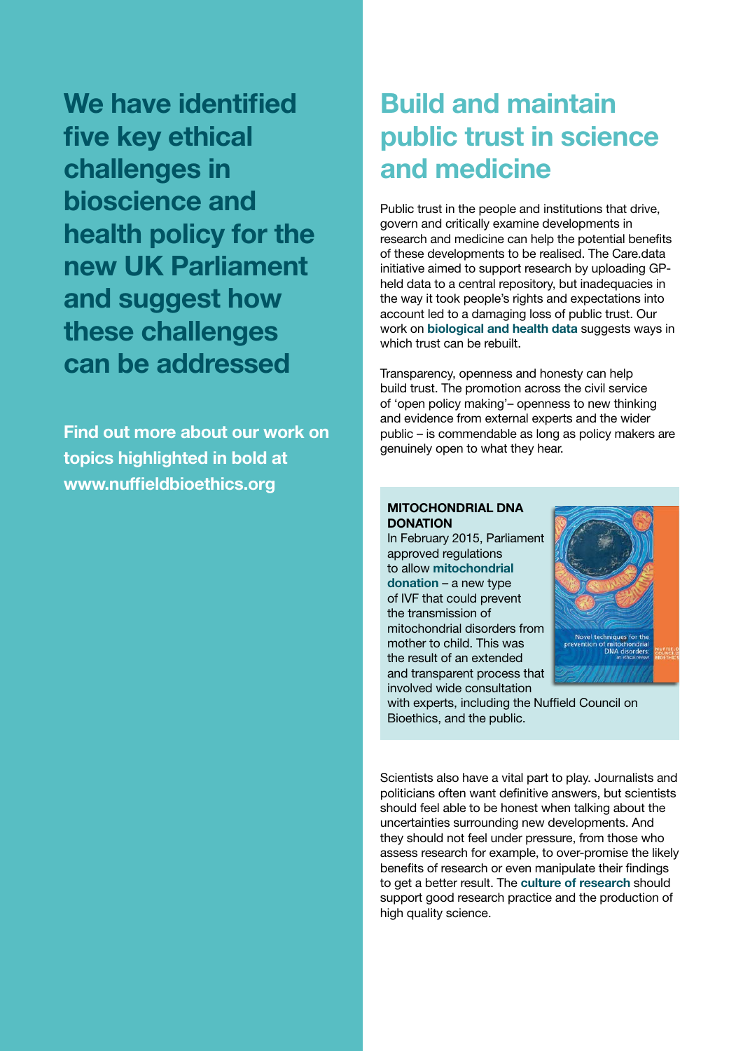## We have identified five key ethical challenges in bioscience and health policy for the new UK Parliament and suggest how these challenges can be addressed

**Find out more about our work on topics highlighted in bold at www.nuffieldbioethics.org**

# Build and maintain public trust in science and medicine

Public trust in the people and institutions that drive, govern and critically examine developments in research and medicine can help the potential benefits of these developments to be realised. The Care.data initiative aimed to support research by uploading GP-held data to a central repository, but inadequacies in the way it took people's rights and expectations into account led to a damaging loss of public trust. Our work on **biological and health data** suggests ways in which trust can be rebuilt.

Transparency, openness and honesty can help build trust. The promotion across the civil service of 'open policy making'– openness to new thinking and evidence from external experts and the wider public – is commendable as long as policy makers are genuinely open to what they hear.

**MITOCHONDRIAL DNA DONATION**

In February 2015, Parliament approved regulations to allow **mitochondrial donation** – a new type of IVF that could prevent the transmission of mitochondrial disorders from mother to child. This was the result of an extended and transparent process that involved wide consultation with experts, including the Nuffield Council on Bioethics, and the public.

Scientists also have a vital part to play. Journalists and politicians often want definitive answers, but scientists should feel able to be honest when talking about the uncertainties surrounding new developments. And they should not feel under pressure, from those who assess research for example, to over-promise the likely benefits of research or even manipulate their findings to get a better result. The **culture of research** should support good research practice and the production of high quality science.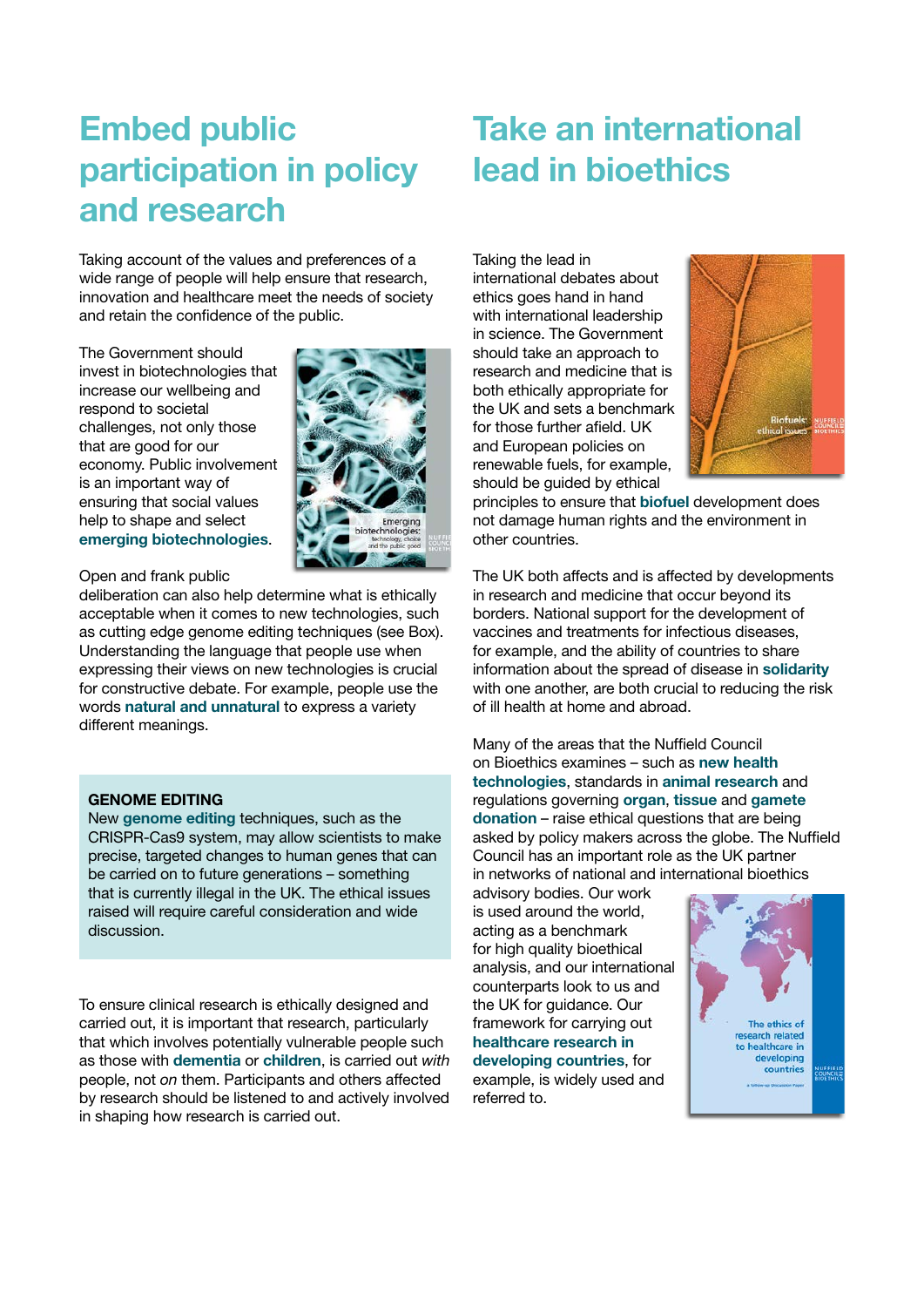# Embed public participation in policy and research

Taking account of the values and preferences of a wide range of people will help ensure that research, innovation and healthcare meet the needs of society and retain the confidence of the public.

The Government should invest in biotechnologies that increase our wellbeing and respond to societal challenges, not only those that are good for our economy. Public involvement is an important way of ensuring that social values help to shape and select **emerging biotechnologies**.

Open and frank public deliberation can also help determine what is ethically acceptable when it comes to new technologies, such as cutting edge genome editing techniques (see Box). Understanding the language that people use when expressing their views on new technologies is crucial for constructive debate. For example, people use the words **natural and unnatural** to express a variety different meanings.

> **GENOME EDITING**
> New **genome editing** techniques, such as the CRISPR-Cas9 system, may allow scientists to make precise, targeted changes to human genes that can be carried on to future generations – something that is currently illegal in the UK. The ethical issues raised will require careful consideration and wide discussion.

To ensure clinical research is ethically designed and carried out, it is important that research, particularly that which involves potentially vulnerable people such as those with **dementia** or **children**, is carried out *with* people, not *on* them. Participants and others affected by research should be listened to and actively involved in shaping how research is carried out.

# Take an international lead in bioethics

Taking the lead in international debates about ethics goes hand in hand with international leadership in science. The Government should take an approach to research and medicine that is both ethically appropriate for the UK and sets a benchmark for those further afield. UK and European policies on renewable fuels, for example, should be guided by ethical principles to ensure that **biofuel** development does not damage human rights and the environment in other countries.

The UK both affects and is affected by developments in research and medicine that occur beyond its borders. National support for the development of vaccines and treatments for infectious diseases, for example, and the ability of countries to share information about the spread of disease in **solidarity** with one another, are both crucial to reducing the risk of ill health at home and abroad.

Many of the areas that the Nuffield Council on Bioethics examines – such as **new health technologies**, standards in **animal research** and regulations governing **organ**, **tissue** and **gamete donation** – raise ethical questions that are being asked by policy makers across the globe. The Nuffield Council has an important role as the UK partner in networks of national and international bioethics advisory bodies. Our work is used around the world, acting as a benchmark for high quality bioethical analysis, and our international counterparts look to us and the UK for guidance. Our framework for carrying out **healthcare research in developing countries**, for example, is widely used and referred to.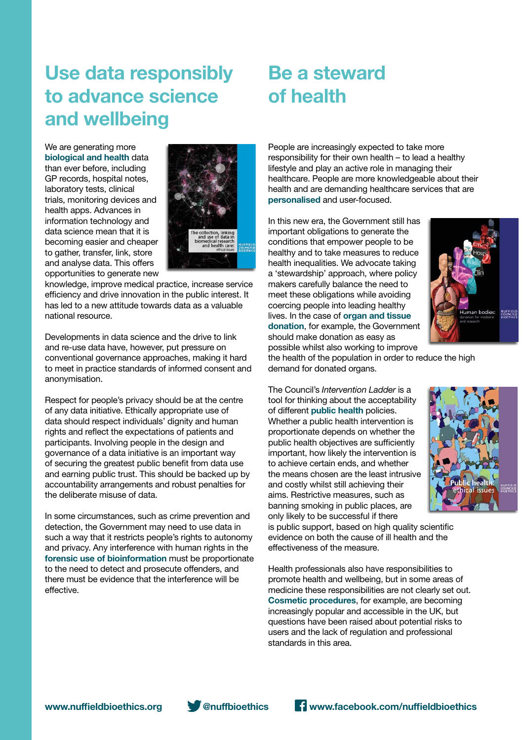## Use data responsibly to advance science and wellbeing

We are generating more **biological and health** data than ever before, including GP records, hospital notes, laboratory tests, clinical trials, monitoring devices and health apps. Advances in information technology and data science mean that it is becoming easier and cheaper to gather, transfer, link, store and analyse data. This offers opportunities to generate new knowledge, improve medical practice, increase service efficiency and drive innovation in the public interest. It has led to a new attitude towards data as a valuable national resource.

Developments in data science and the drive to link and re-use data have, however, put pressure on conventional governance approaches, making it hard to meet in practice standards of informed consent and anonymisation.

Respect for people's privacy should be at the centre of any data initiative. Ethically appropriate use of data should respect individuals' dignity and human rights and reflect the expectations of patients and participants. Involving people in the design and governance of a data initiative is an important way of securing the greatest public benefit from data use and earning public trust. This should be backed up by accountability arrangements and robust penalties for the deliberate misuse of data.

In some circumstances, such as crime prevention and detection, the Government may need to use data in such a way that it restricts people's rights to autonomy and privacy. Any interference with human rights in the **forensic use of bioinformation** must be proportionate to the need to detect and prosecute offenders, and there must be evidence that the interference will be effective.

## Be a steward of health

People are increasingly expected to take more responsibility for their own health – to lead a healthy lifestyle and play an active role in managing their healthcare. People are more knowledgeable about their health and are demanding healthcare services that are **personalised** and user-focused.

In this new era, the Government still has important obligations to generate the conditions that empower people to be healthy and to take measures to reduce health inequalities. We advocate taking a 'stewardship' approach, where policy makers carefully balance the need to meet these obligations while avoiding coercing people into leading healthy lives. In the case of **organ and tissue donation**, for example, the Government should make donation as easy as possible whilst also working to improve the health of the population in order to reduce the high demand for donated organs.

The Council's *Intervention Ladder* is a tool for thinking about the acceptability of different **public health** policies. Whether a public health intervention is proportionate depends on whether the public health objectives are sufficiently important, how likely the intervention is to achieve certain ends, and whether the means chosen are the least intrusive and costly whilst still achieving their aims. Restrictive measures, such as banning smoking in public places, are only likely to be successful if there is public support, based on high quality scientific evidence on both the cause of ill health and the effectiveness of the measure.

Health professionals also have responsibilities to promote health and wellbeing, but in some areas of medicine these responsibilities are not clearly set out. **Cosmetic procedures**, for example, are becoming increasingly popular and accessible in the UK, but questions have been raised about potential risks to users and the lack of regulation and professional standards in this area.

**www.nuffieldbioethics.org** **@nuffbioethics** **www.facebook.com/nuffieldbioethics**